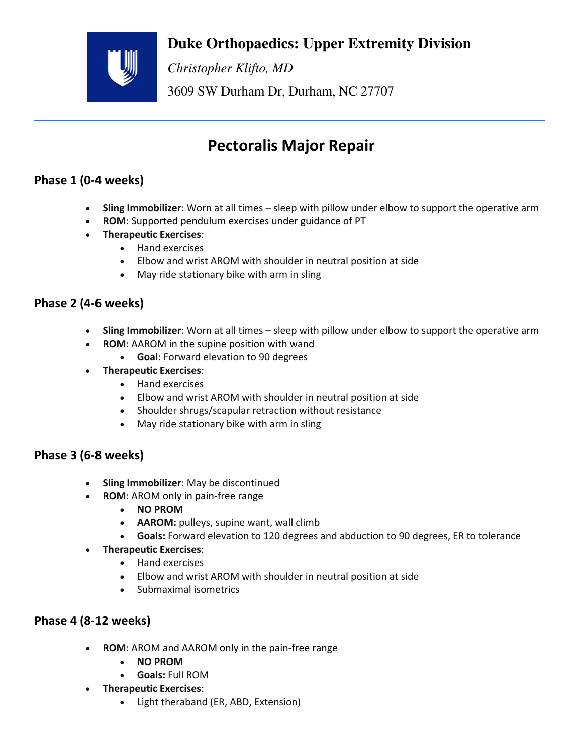**Duke Orthopaedics: Upper Extremity Division**

*Christopher Klifto, MD*

3609 SW Durham Dr, Durham, NC 27707

---

# Pectoralis Major Repair

## Phase 1 (0-4 weeks)

- **Sling Immobilizer**: Worn at all times – sleep with pillow under elbow to support the operative arm
- **ROM**: Supported pendulum exercises under guidance of PT
- **Therapeutic Exercises**:
  - Hand exercises
  - Elbow and wrist AROM with shoulder in neutral position at side
  - May ride stationary bike with arm in sling

## Phase 2 (4-6 weeks)

- **Sling Immobilizer**: Worn at all times – sleep with pillow under elbow to support the operative arm
- **ROM**: AAROM in the supine position with wand
  - **Goal**: Forward elevation to 90 degrees
- **Therapeutic Exercises**:
  - Hand exercises
  - Elbow and wrist AROM with shoulder in neutral position at side
  - Shoulder shrugs/scapular retraction without resistance
  - May ride stationary bike with arm in sling

## Phase 3 (6-8 weeks)

- **Sling Immobilizer**: May be discontinued
- **ROM**: AROM only in pain-free range
  - **NO PROM**
  - **AAROM:** pulleys, supine want, wall climb
  - **Goals:** Forward elevation to 120 degrees and abduction to 90 degrees, ER to tolerance
- **Therapeutic Exercises**:
  - Hand exercises
  - Elbow and wrist AROM with shoulder in neutral position at side
  - Submaximal isometrics

## Phase 4 (8-12 weeks)

- **ROM**: AROM and AAROM only in the pain-free range
  - **NO PROM**
  - **Goals:** Full ROM
- **Therapeutic Exercises**:
  - Light theraband (ER, ABD, Extension)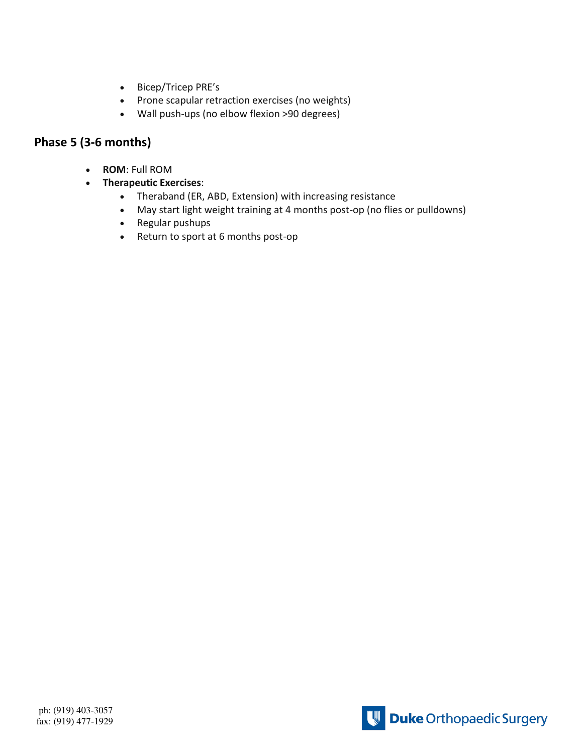- Bicep/Tricep PRE's
- Prone scapular retraction exercises (no weights)
- Wall push-ups (no elbow flexion >90 degrees)

## Phase 5 (3-6 months)

- **ROM**: Full ROM
- **Therapeutic Exercises**:
  - Theraband (ER, ABD, Extension) with increasing resistance
  - May start light weight training at 4 months post-op (no flies or pulldowns)
  - Regular pushups
  - Return to sport at 6 months post-op

ph: (919) 403-3057
fax: (919) 477-1929

Duke Orthopaedic Surgery